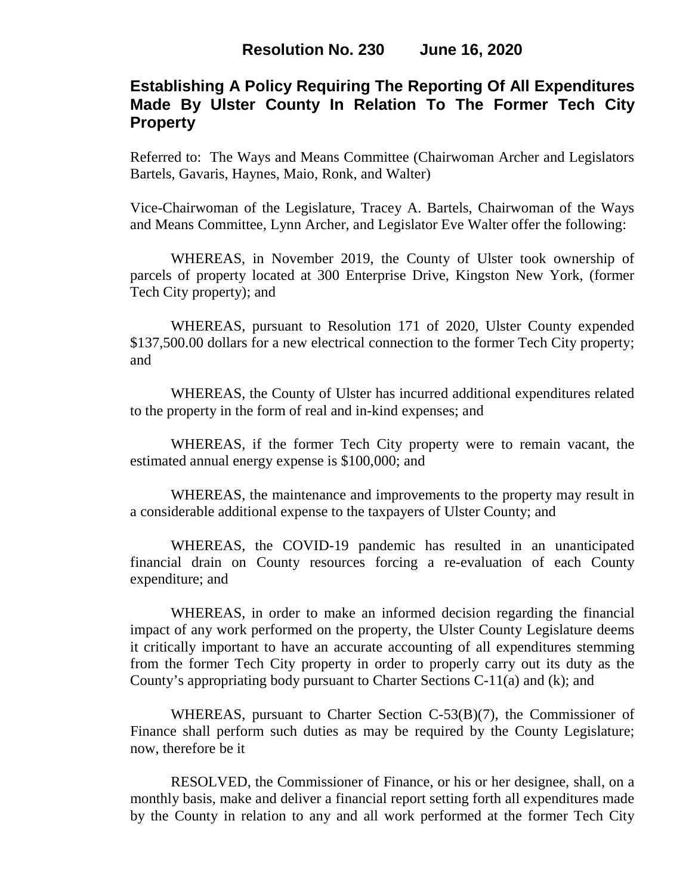**Resolution No. 230 June 16, 2020**

# Establishing A Policy Requiring The Reporting Of All Expenditures Made By Ulster County In Relation To The Former Tech City Property

Referred to: The Ways and Means Committee (Chairwoman Archer and Legislators Bartels, Gavaris, Haynes, Maio, Ronk, and Walter)

Vice-Chairwoman of the Legislature, Tracey A. Bartels, Chairwoman of the Ways and Means Committee, Lynn Archer, and Legislator Eve Walter offer the following:

WHEREAS, in November 2019, the County of Ulster took ownership of parcels of property located at 300 Enterprise Drive, Kingston New York, (former Tech City property); and

WHEREAS, pursuant to Resolution 171 of 2020, Ulster County expended \$137,500.00 dollars for a new electrical connection to the former Tech City property; and

WHEREAS, the County of Ulster has incurred additional expenditures related to the property in the form of real and in-kind expenses; and

WHEREAS, if the former Tech City property were to remain vacant, the estimated annual energy expense is \$100,000; and

WHEREAS, the maintenance and improvements to the property may result in a considerable additional expense to the taxpayers of Ulster County; and

WHEREAS, the COVID-19 pandemic has resulted in an unanticipated financial drain on County resources forcing a re-evaluation of each County expenditure; and

WHEREAS, in order to make an informed decision regarding the financial impact of any work performed on the property, the Ulster County Legislature deems it critically important to have an accurate accounting of all expenditures stemming from the former Tech City property in order to properly carry out its duty as the County's appropriating body pursuant to Charter Sections C-11(a) and (k); and

WHEREAS, pursuant to Charter Section C-53(B)(7), the Commissioner of Finance shall perform such duties as may be required by the County Legislature; now, therefore be it

RESOLVED, the Commissioner of Finance, or his or her designee, shall, on a monthly basis, make and deliver a financial report setting forth all expenditures made by the County in relation to any and all work performed at the former Tech City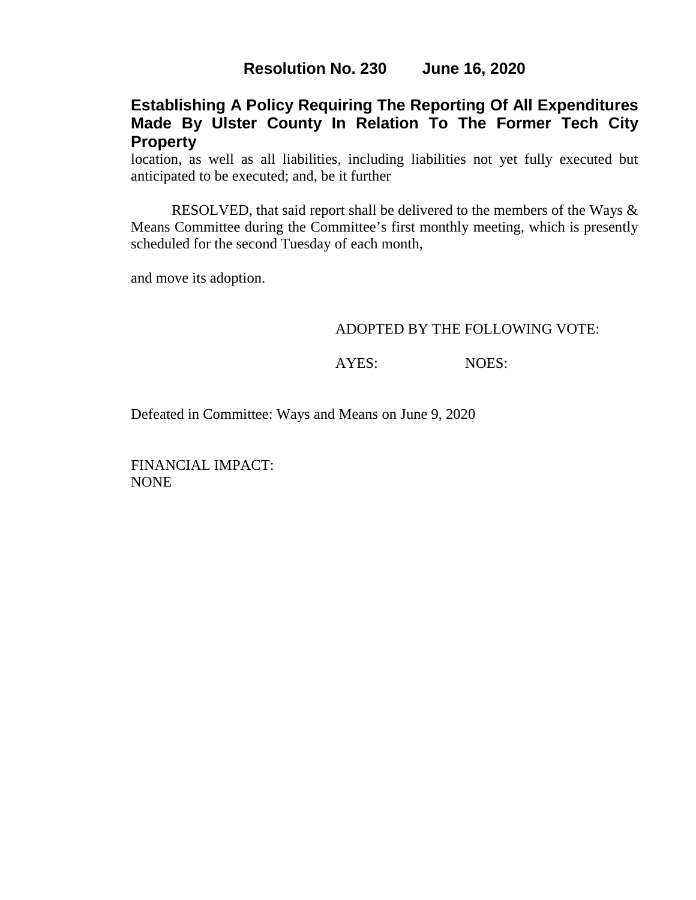**Resolution No. 230 June 16, 2020**

## Establishing A Policy Requiring The Reporting Of All Expenditures Made By Ulster County In Relation To The Former Tech City Property

location, as well as all liabilities, including liabilities not yet fully executed but anticipated to be executed; and, be it further

RESOLVED, that said report shall be delivered to the members of the Ways & Means Committee during the Committee's first monthly meeting, which is presently scheduled for the second Tuesday of each month,

and move its adoption.

ADOPTED BY THE FOLLOWING VOTE:

AYES: NOES:

Defeated in Committee: Ways and Means on June 9, 2020

FINANCIAL IMPACT:
NONE